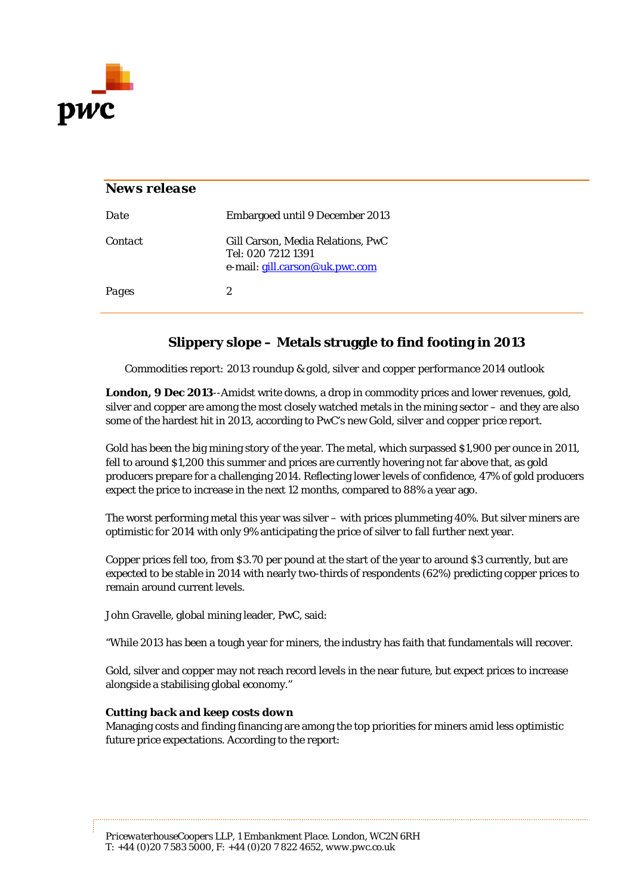## News release

| | |
|---|---|
| *Date* | Embargoed until 9 December 2013 |
| *Contact* | Gill Carson, Media Relations, PwC<br>Tel: 020 7212 1391<br>e-mail: gill.carson@uk.pwc.com |
| *Pages* | 2 |

# Slippery slope – Metals struggle to find footing in 2013

*Commodities report: 2013 roundup & gold, silver and copper performance 2014 outlook*

**London, 9 Dec 2013**--Amidst write downs, a drop in commodity prices and lower revenues, gold, silver and copper are among the most closely watched metals in the mining sector – and they are also some of the hardest hit in 2013, according to PwC's new Gold, silver and copper price report.

Gold has been the big mining story of the year. The metal, which surpassed $1,900 per ounce in 2011, fell to around $1,200 this summer and prices are currently hovering not far above that, as gold producers prepare for a challenging 2014. Reflecting lower levels of confidence, 47% of gold producers expect the price to increase in the next 12 months, compared to 88% a year ago.

The worst performing metal this year was silver – with prices plummeting 40%. But silver miners are optimistic for 2014 with only 9% anticipating the price of silver to fall further next year.

Copper prices fell too, from $3.70 per pound at the start of the year to around $3 currently, but are expected to be stable in 2014 with nearly two-thirds of respondents (62%) predicting copper prices to remain around current levels.

John Gravelle, global mining leader, PwC, said:

"While 2013 has been a tough year for miners, the industry has faith that fundamentals will recover.

Gold, silver and copper may not reach record levels in the near future, but expect prices to increase alongside a stabilising global economy."

### *Cutting back and keep costs down*

Managing costs and finding financing are among the top priorities for miners amid less optimistic future price expectations. According to the report: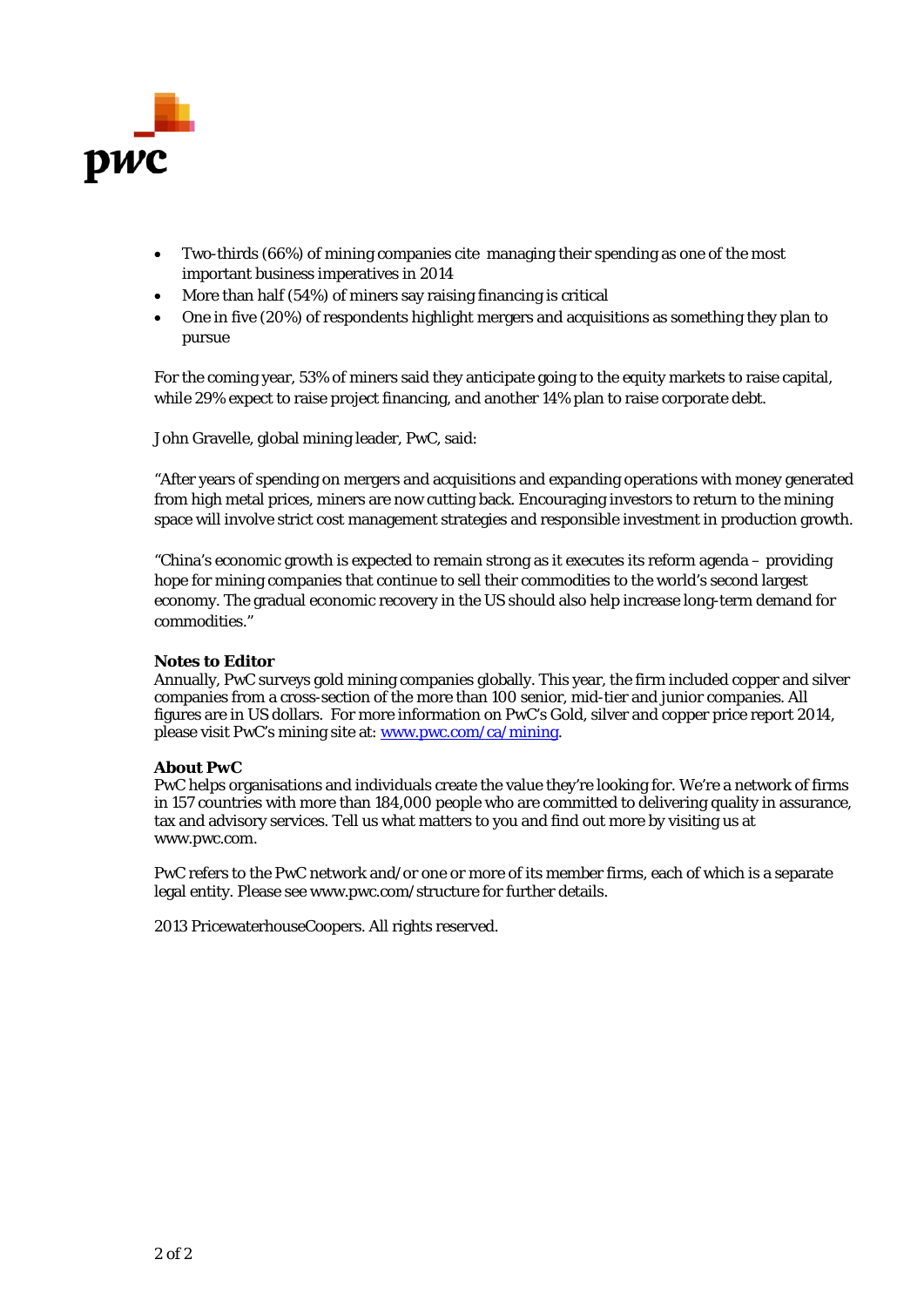- Two-thirds (66%) of mining companies cite managing their spending as one of the most important business imperatives in 2014
- More than half (54%) of miners say raising financing is critical
- One in five (20%) of respondents highlight mergers and acquisitions as something they plan to pursue

For the coming year, 53% of miners said they anticipate going to the equity markets to raise capital, while 29% expect to raise project financing, and another 14% plan to raise corporate debt.

John Gravelle, global mining leader, PwC, said:

"After years of spending on mergers and acquisitions and expanding operations with money generated from high metal prices, miners are now cutting back. Encouraging investors to return to the mining space will involve strict cost management strategies and responsible investment in production growth.

"China's economic growth is expected to remain strong as it executes its reform agenda – providing hope for mining companies that continue to sell their commodities to the world's second largest economy. The gradual economic recovery in the US should also help increase long-term demand for commodities."

**Notes to Editor**
Annually, PwC surveys gold mining companies globally. This year, the firm included copper and silver companies from a cross-section of the more than 100 senior, mid-tier and junior companies. All figures are in US dollars. For more information on PwC's Gold, silver and copper price report 2014, please visit PwC's mining site at: [www.pwc.com/ca/mining](http://www.pwc.com/ca/mining).

**About PwC**
PwC helps organisations and individuals create the value they're looking for. We're a network of firms in 157 countries with more than 184,000 people who are committed to delivering quality in assurance, tax and advisory services. Tell us what matters to you and find out more by visiting us at www.pwc.com.

PwC refers to the PwC network and/or one or more of its member firms, each of which is a separate legal entity. Please see www.pwc.com/structure for further details.

2013 PricewaterhouseCoopers. All rights reserved.